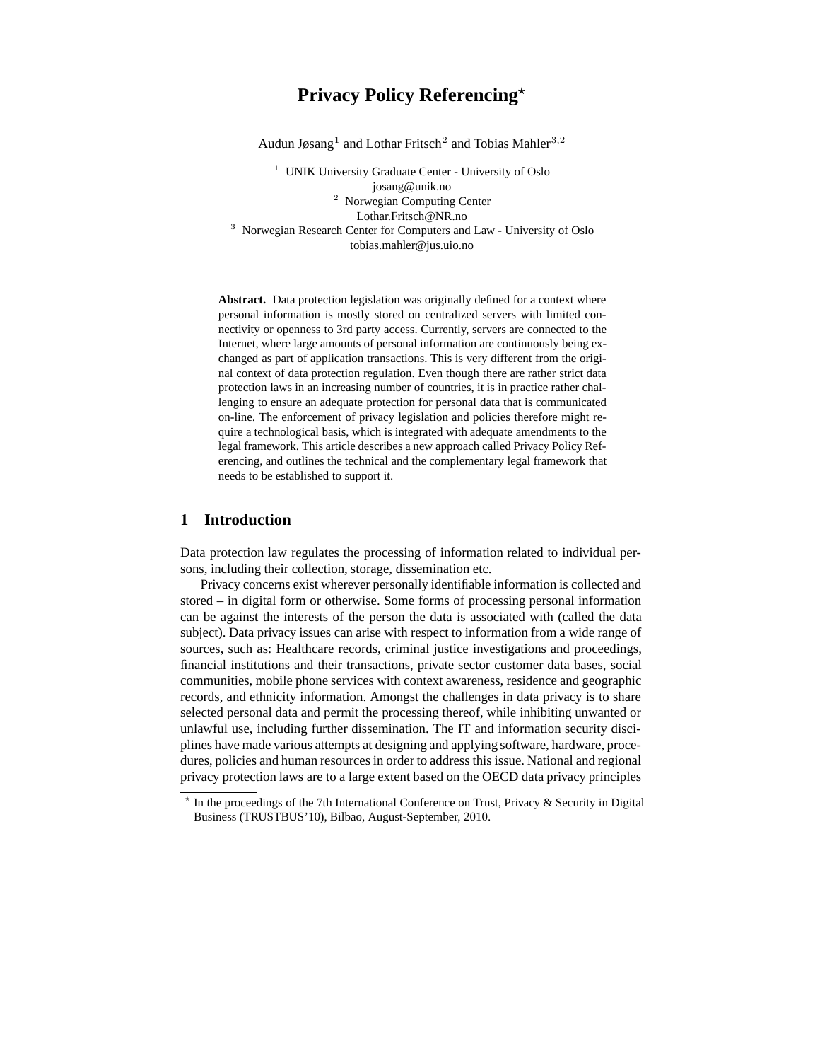# Privacy Policy Referencing*

Audun Jøsang[1] and Lothar Fritsch[2] and Tobias Mahler[3,2]

[1] UNIK University Graduate Center - University of Oslo
josang@unik.no
[2] Norwegian Computing Center
Lothar.Fritsch@NR.no
[3] Norwegian Research Center for Computers and Law - University of Oslo
tobias.mahler@jus.uio.no

**Abstract.** Data protection legislation was originally defined for a context where personal information is mostly stored on centralized servers with limited connectivity or openness to 3rd party access. Currently, servers are connected to the Internet, where large amounts of personal information are continuously being exchanged as part of application transactions. This is very different from the original context of data protection regulation. Even though there are rather strict data protection laws in an increasing number of countries, it is in practice rather challenging to ensure an adequate protection for personal data that is communicated on-line. The enforcement of privacy legislation and policies therefore might require a technological basis, which is integrated with adequate amendments to the legal framework. This article describes a new approach called Privacy Policy Referencing, and outlines the technical and the complementary legal framework that needs to be established to support it.

## 1 Introduction

Data protection law regulates the processing of information related to individual persons, including their collection, storage, dissemination etc.

Privacy concerns exist wherever personally identifiable information is collected and stored – in digital form or otherwise. Some forms of processing personal information can be against the interests of the person the data is associated with (called the data subject). Data privacy issues can arise with respect to information from a wide range of sources, such as: Healthcare records, criminal justice investigations and proceedings, financial institutions and their transactions, private sector customer data bases, social communities, mobile phone services with context awareness, residence and geographic records, and ethnicity information. Amongst the challenges in data privacy is to share selected personal data and permit the processing thereof, while inhibiting unwanted or unlawful use, including further dissemination. The IT and information security disciplines have made various attempts at designing and applying software, hardware, procedures, policies and human resources in order to address this issue. National and regional privacy protection laws are to a large extent based on the OECD data privacy principles

* In the proceedings of the 7th International Conference on Trust, Privacy & Security in Digital Business (TRUSTBUS'10), Bilbao, August-September, 2010.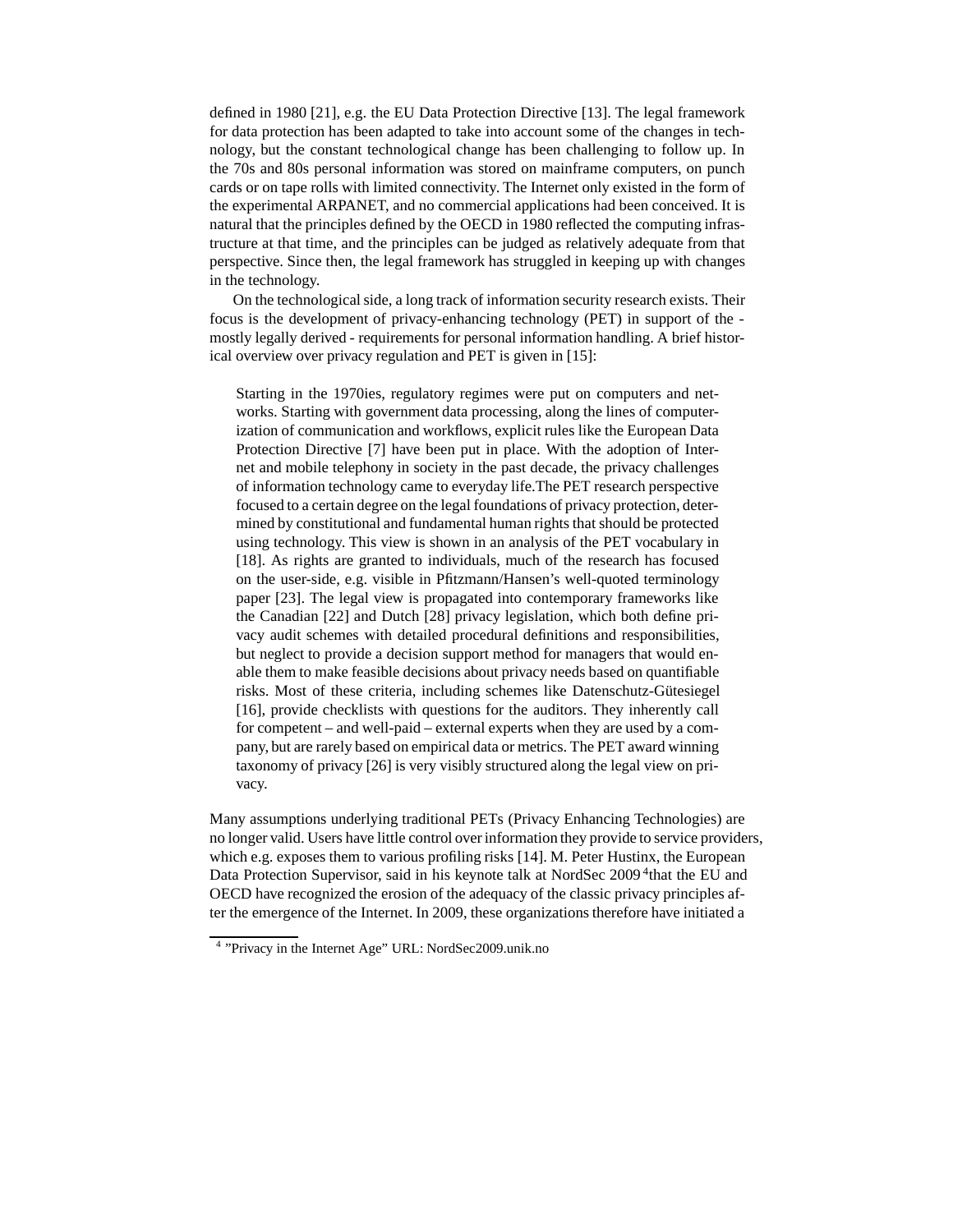defined in 1980 [21], e.g. the EU Data Protection Directive [13]. The legal framework for data protection has been adapted to take into account some of the changes in technology, but the constant technological change has been challenging to follow up. In the 70s and 80s personal information was stored on mainframe computers, on punch cards or on tape rolls with limited connectivity. The Internet only existed in the form of the experimental ARPANET, and no commercial applications had been conceived. It is natural that the principles defined by the OECD in 1980 reflected the computing infrastructure at that time, and the principles can be judged as relatively adequate from that perspective. Since then, the legal framework has struggled in keeping up with changes in the technology.

On the technological side, a long track of information security research exists. Their focus is the development of privacy-enhancing technology (PET) in support of the - mostly legally derived - requirements for personal information handling. A brief historical overview over privacy regulation and PET is given in [15]:

> Starting in the 1970ies, regulatory regimes were put on computers and networks. Starting with government data processing, along the lines of computerization of communication and workflows, explicit rules like the European Data Protection Directive [7] have been put in place. With the adoption of Internet and mobile telephony in society in the past decade, the privacy challenges of information technology came to everyday life.The PET research perspective focused to a certain degree on the legal foundations of privacy protection, determined by constitutional and fundamental human rights that should be protected using technology. This view is shown in an analysis of the PET vocabulary in [18]. As rights are granted to individuals, much of the research has focused on the user-side, e.g. visible in Pfitzmann/Hansen's well-quoted terminology paper [23]. The legal view is propagated into contemporary frameworks like the Canadian [22] and Dutch [28] privacy legislation, which both define privacy audit schemes with detailed procedural definitions and responsibilities, but neglect to provide a decision support method for managers that would enable them to make feasible decisions about privacy needs based on quantifiable risks. Most of these criteria, including schemes like Datenschutz-Gütesiegel [16], provide checklists with questions for the auditors. They inherently call for competent – and well-paid – external experts when they are used by a company, but are rarely based on empirical data or metrics. The PET award winning taxonomy of privacy [26] is very visibly structured along the legal view on privacy.

Many assumptions underlying traditional PETs (Privacy Enhancing Technologies) are no longer valid. Users have little control over information they provide to service providers, which e.g. exposes them to various profiling risks [14]. M. Peter Hustinx, the European Data Protection Supervisor, said in his keynote talk at NordSec 2009 [4] that the EU and OECD have recognized the erosion of the adequacy of the classic privacy principles after the emergence of the Internet. In 2009, these organizations therefore have initiated a

[4] "Privacy in the Internet Age" URL: NordSec2009.unik.no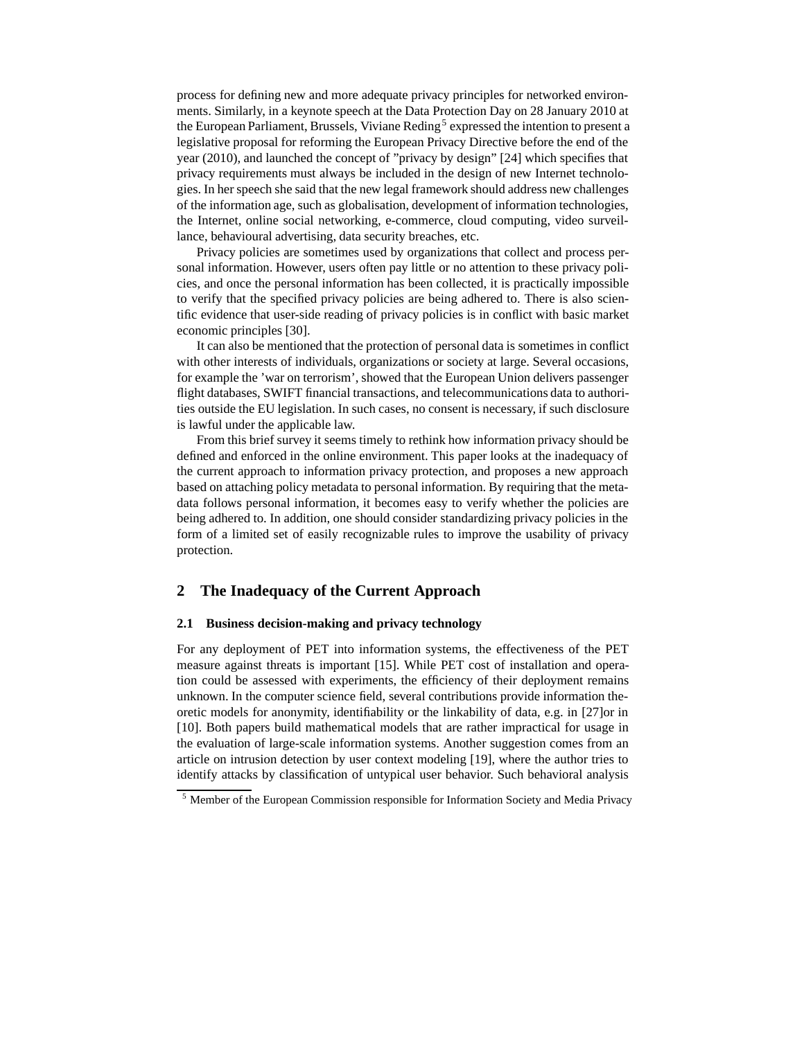process for defining new and more adequate privacy principles for networked environments. Similarly, in a keynote speech at the Data Protection Day on 28 January 2010 at the European Parliament, Brussels, Viviane Reding[5] expressed the intention to present a legislative proposal for reforming the European Privacy Directive before the end of the year (2010), and launched the concept of "privacy by design" [24] which specifies that privacy requirements must always be included in the design of new Internet technologies. In her speech she said that the new legal framework should address new challenges of the information age, such as globalisation, development of information technologies, the Internet, online social networking, e-commerce, cloud computing, video surveillance, behavioural advertising, data security breaches, etc.

Privacy policies are sometimes used by organizations that collect and process personal information. However, users often pay little or no attention to these privacy policies, and once the personal information has been collected, it is practically impossible to verify that the specified privacy policies are being adhered to. There is also scientific evidence that user-side reading of privacy policies is in conflict with basic market economic principles [30].

It can also be mentioned that the protection of personal data is sometimes in conflict with other interests of individuals, organizations or society at large. Several occasions, for example the 'war on terrorism', showed that the European Union delivers passenger flight databases, SWIFT financial transactions, and telecommunications data to authorities outside the EU legislation. In such cases, no consent is necessary, if such disclosure is lawful under the applicable law.

From this brief survey it seems timely to rethink how information privacy should be defined and enforced in the online environment. This paper looks at the inadequacy of the current approach to information privacy protection, and proposes a new approach based on attaching policy metadata to personal information. By requiring that the metadata follows personal information, it becomes easy to verify whether the policies are being adhered to. In addition, one should consider standardizing privacy policies in the form of a limited set of easily recognizable rules to improve the usability of privacy protection.

## 2 The Inadequacy of the Current Approach

### 2.1 Business decision-making and privacy technology

For any deployment of PET into information systems, the effectiveness of the PET measure against threats is important [15]. While PET cost of installation and operation could be assessed with experiments, the efficiency of their deployment remains unknown. In the computer science field, several contributions provide information theoretic models for anonymity, identifiability or the linkability of data, e.g. in [27]or in [10]. Both papers build mathematical models that are rather impractical for usage in the evaluation of large-scale information systems. Another suggestion comes from an article on intrusion detection by user context modeling [19], where the author tries to identify attacks by classification of untypical user behavior. Such behavioral analysis

[5] Member of the European Commission responsible for Information Society and Media Privacy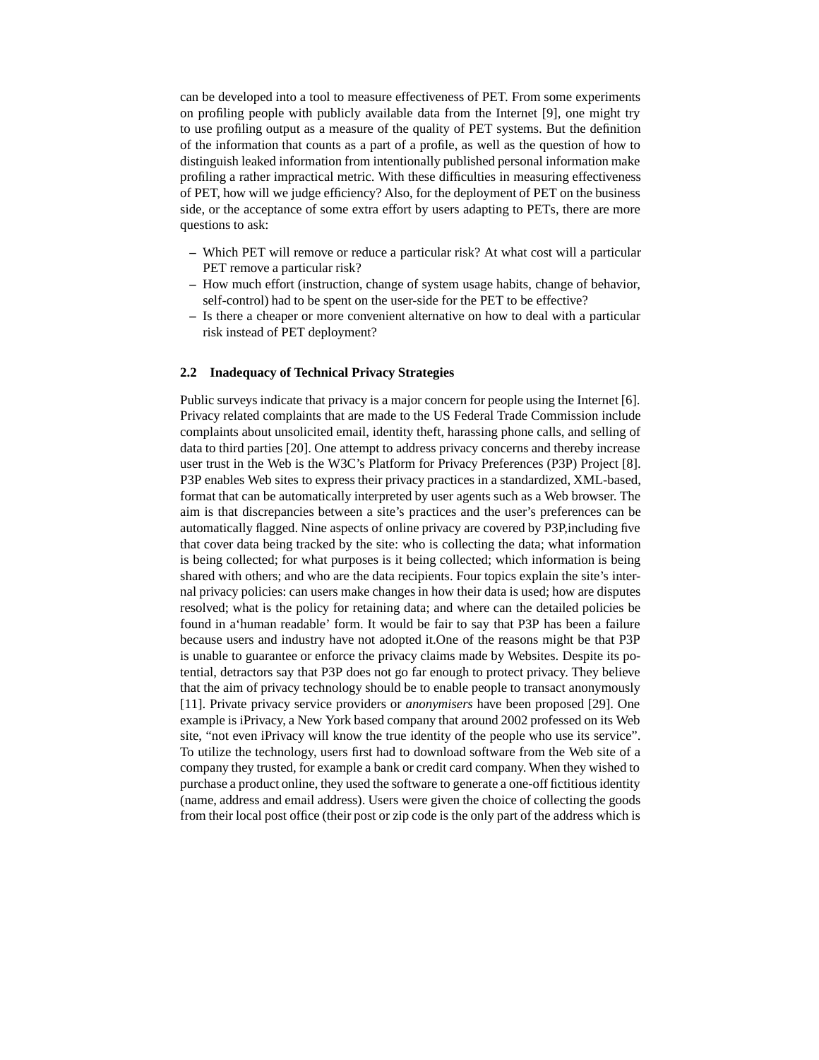can be developed into a tool to measure effectiveness of PET. From some experiments on profiling people with publicly available data from the Internet [9], one might try to use profiling output as a measure of the quality of PET systems. But the definition of the information that counts as a part of a profile, as well as the question of how to distinguish leaked information from intentionally published personal information make profiling a rather impractical metric. With these difficulties in measuring effectiveness of PET, how will we judge efficiency? Also, for the deployment of PET on the business side, or the acceptance of some extra effort by users adapting to PETs, there are more questions to ask:

- Which PET will remove or reduce a particular risk? At what cost will a particular PET remove a particular risk?
- How much effort (instruction, change of system usage habits, change of behavior, self-control) had to be spent on the user-side for the PET to be effective?
- Is there a cheaper or more convenient alternative on how to deal with a particular risk instead of PET deployment?

### 2.2 Inadequacy of Technical Privacy Strategies

Public surveys indicate that privacy is a major concern for people using the Internet [6]. Privacy related complaints that are made to the US Federal Trade Commission include complaints about unsolicited email, identity theft, harassing phone calls, and selling of data to third parties [20]. One attempt to address privacy concerns and thereby increase user trust in the Web is the W3C's Platform for Privacy Preferences (P3P) Project [8]. P3P enables Web sites to express their privacy practices in a standardized, XML-based, format that can be automatically interpreted by user agents such as a Web browser. The aim is that discrepancies between a site's practices and the user's preferences can be automatically flagged. Nine aspects of online privacy are covered by P3P,including five that cover data being tracked by the site: who is collecting the data; what information is being collected; for what purposes is it being collected; which information is being shared with others; and who are the data recipients. Four topics explain the site's internal privacy policies: can users make changes in how their data is used; how are disputes resolved; what is the policy for retaining data; and where can the detailed policies be found in a'human readable' form. It would be fair to say that P3P has been a failure because users and industry have not adopted it.One of the reasons might be that P3P is unable to guarantee or enforce the privacy claims made by Websites. Despite its potential, detractors say that P3P does not go far enough to protect privacy. They believe that the aim of privacy technology should be to enable people to transact anonymously [11]. Private privacy service providers or *anonymisers* have been proposed [29]. One example is iPrivacy, a New York based company that around 2002 professed on its Web site, "not even iPrivacy will know the true identity of the people who use its service". To utilize the technology, users first had to download software from the Web site of a company they trusted, for example a bank or credit card company. When they wished to purchase a product online, they used the software to generate a one-off fictitious identity (name, address and email address). Users were given the choice of collecting the goods from their local post office (their post or zip code is the only part of the address which is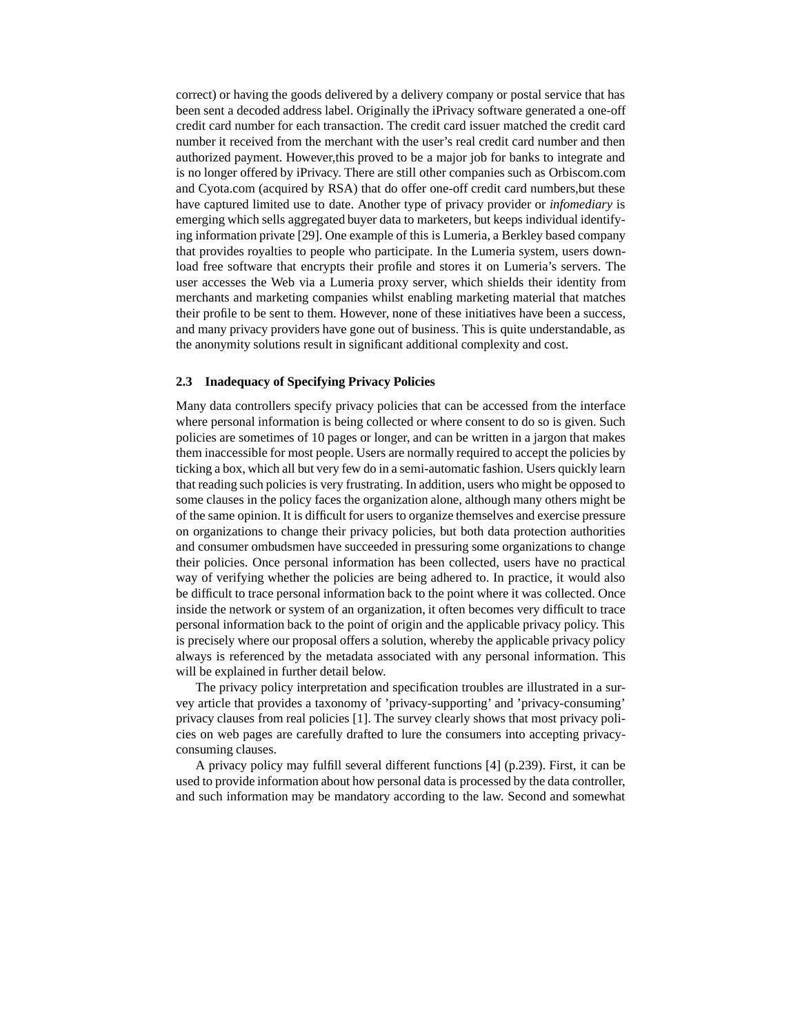correct) or having the goods delivered by a delivery company or postal service that has been sent a decoded address label. Originally the iPrivacy software generated a one-off credit card number for each transaction. The credit card issuer matched the credit card number it received from the merchant with the user's real credit card number and then authorized payment. However,this proved to be a major job for banks to integrate and is no longer offered by iPrivacy. There are still other companies such as Orbiscom.com and Cyota.com (acquired by RSA) that do offer one-off credit card numbers,but these have captured limited use to date. Another type of privacy provider or *infomediary* is emerging which sells aggregated buyer data to marketers, but keeps individual identifying information private [29]. One example of this is Lumeria, a Berkley based company that provides royalties to people who participate. In the Lumeria system, users download free software that encrypts their profile and stores it on Lumeria's servers. The user accesses the Web via a Lumeria proxy server, which shields their identity from merchants and marketing companies whilst enabling marketing material that matches their profile to be sent to them. However, none of these initiatives have been a success, and many privacy providers have gone out of business. This is quite understandable, as the anonymity solutions result in significant additional complexity and cost.

### 2.3 Inadequacy of Specifying Privacy Policies

Many data controllers specify privacy policies that can be accessed from the interface where personal information is being collected or where consent to do so is given. Such policies are sometimes of 10 pages or longer, and can be written in a jargon that makes them inaccessible for most people. Users are normally required to accept the policies by ticking a box, which all but very few do in a semi-automatic fashion. Users quickly learn that reading such policies is very frustrating. In addition, users who might be opposed to some clauses in the policy faces the organization alone, although many others might be of the same opinion. It is difficult for users to organize themselves and exercise pressure on organizations to change their privacy policies, but both data protection authorities and consumer ombudsmen have succeeded in pressuring some organizations to change their policies. Once personal information has been collected, users have no practical way of verifying whether the policies are being adhered to. In practice, it would also be difficult to trace personal information back to the point where it was collected. Once inside the network or system of an organization, it often becomes very difficult to trace personal information back to the point of origin and the applicable privacy policy. This is precisely where our proposal offers a solution, whereby the applicable privacy policy always is referenced by the metadata associated with any personal information. This will be explained in further detail below.

The privacy policy interpretation and specification troubles are illustrated in a survey article that provides a taxonomy of 'privacy-supporting' and 'privacy-consuming' privacy clauses from real policies [1]. The survey clearly shows that most privacy policies on web pages are carefully drafted to lure the consumers into accepting privacy-consuming clauses.

A privacy policy may fulfill several different functions [4] (p.239). First, it can be used to provide information about how personal data is processed by the data controller, and such information may be mandatory according to the law. Second and somewhat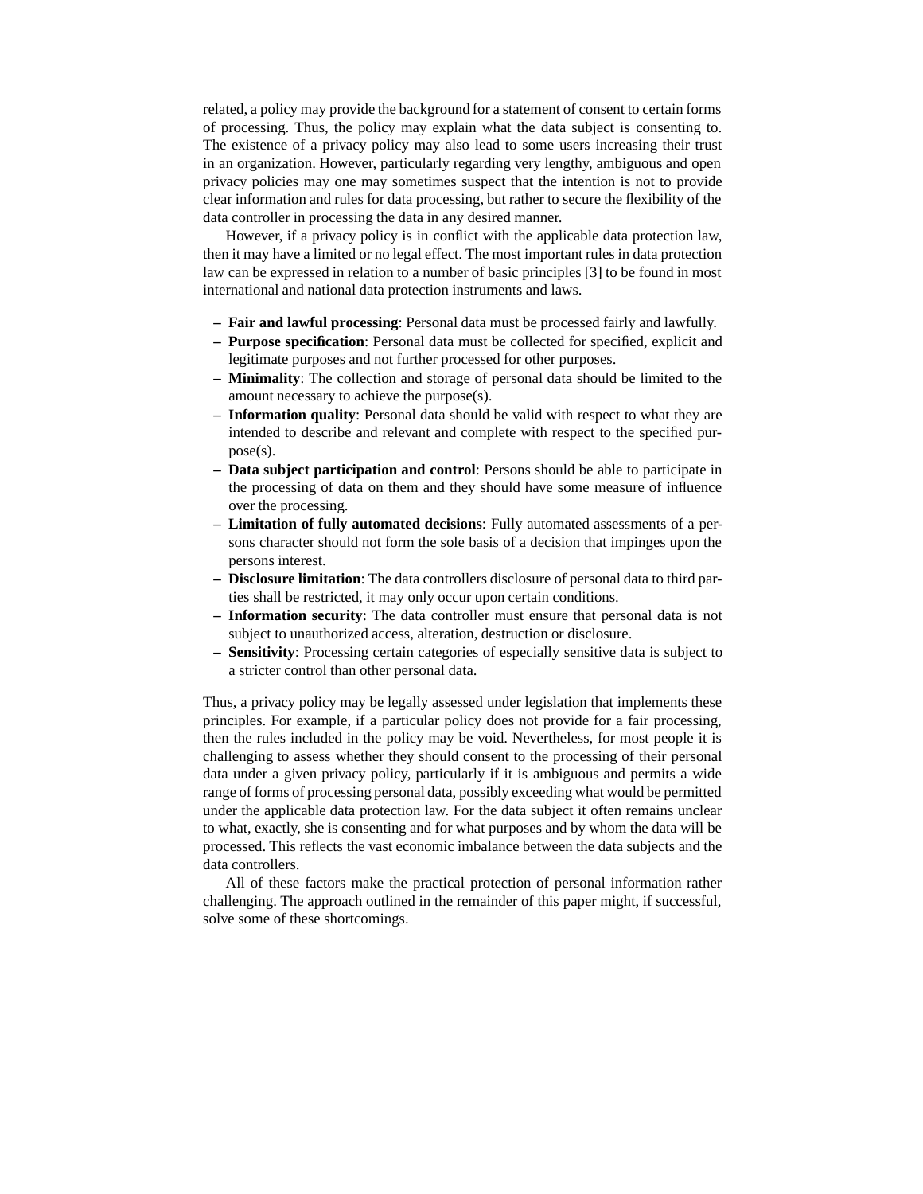related, a policy may provide the background for a statement of consent to certain forms of processing. Thus, the policy may explain what the data subject is consenting to. The existence of a privacy policy may also lead to some users increasing their trust in an organization. However, particularly regarding very lengthy, ambiguous and open privacy policies may one may sometimes suspect that the intention is not to provide clear information and rules for data processing, but rather to secure the flexibility of the data controller in processing the data in any desired manner.

However, if a privacy policy is in conflict with the applicable data protection law, then it may have a limited or no legal effect. The most important rules in data protection law can be expressed in relation to a number of basic principles [3] to be found in most international and national data protection instruments and laws.

- **Fair and lawful processing**: Personal data must be processed fairly and lawfully.
- **Purpose specification**: Personal data must be collected for specified, explicit and legitimate purposes and not further processed for other purposes.
- **Minimality**: The collection and storage of personal data should be limited to the amount necessary to achieve the purpose(s).
- **Information quality**: Personal data should be valid with respect to what they are intended to describe and relevant and complete with respect to the specified purpose(s).
- **Data subject participation and control**: Persons should be able to participate in the processing of data on them and they should have some measure of influence over the processing.
- **Limitation of fully automated decisions**: Fully automated assessments of a persons character should not form the sole basis of a decision that impinges upon the persons interest.
- **Disclosure limitation**: The data controllers disclosure of personal data to third parties shall be restricted, it may only occur upon certain conditions.
- **Information security**: The data controller must ensure that personal data is not subject to unauthorized access, alteration, destruction or disclosure.
- **Sensitivity**: Processing certain categories of especially sensitive data is subject to a stricter control than other personal data.

Thus, a privacy policy may be legally assessed under legislation that implements these principles. For example, if a particular policy does not provide for a fair processing, then the rules included in the policy may be void. Nevertheless, for most people it is challenging to assess whether they should consent to the processing of their personal data under a given privacy policy, particularly if it is ambiguous and permits a wide range of forms of processing personal data, possibly exceeding what would be permitted under the applicable data protection law. For the data subject it often remains unclear to what, exactly, she is consenting and for what purposes and by whom the data will be processed. This reflects the vast economic imbalance between the data subjects and the data controllers.

All of these factors make the practical protection of personal information rather challenging. The approach outlined in the remainder of this paper might, if successful, solve some of these shortcomings.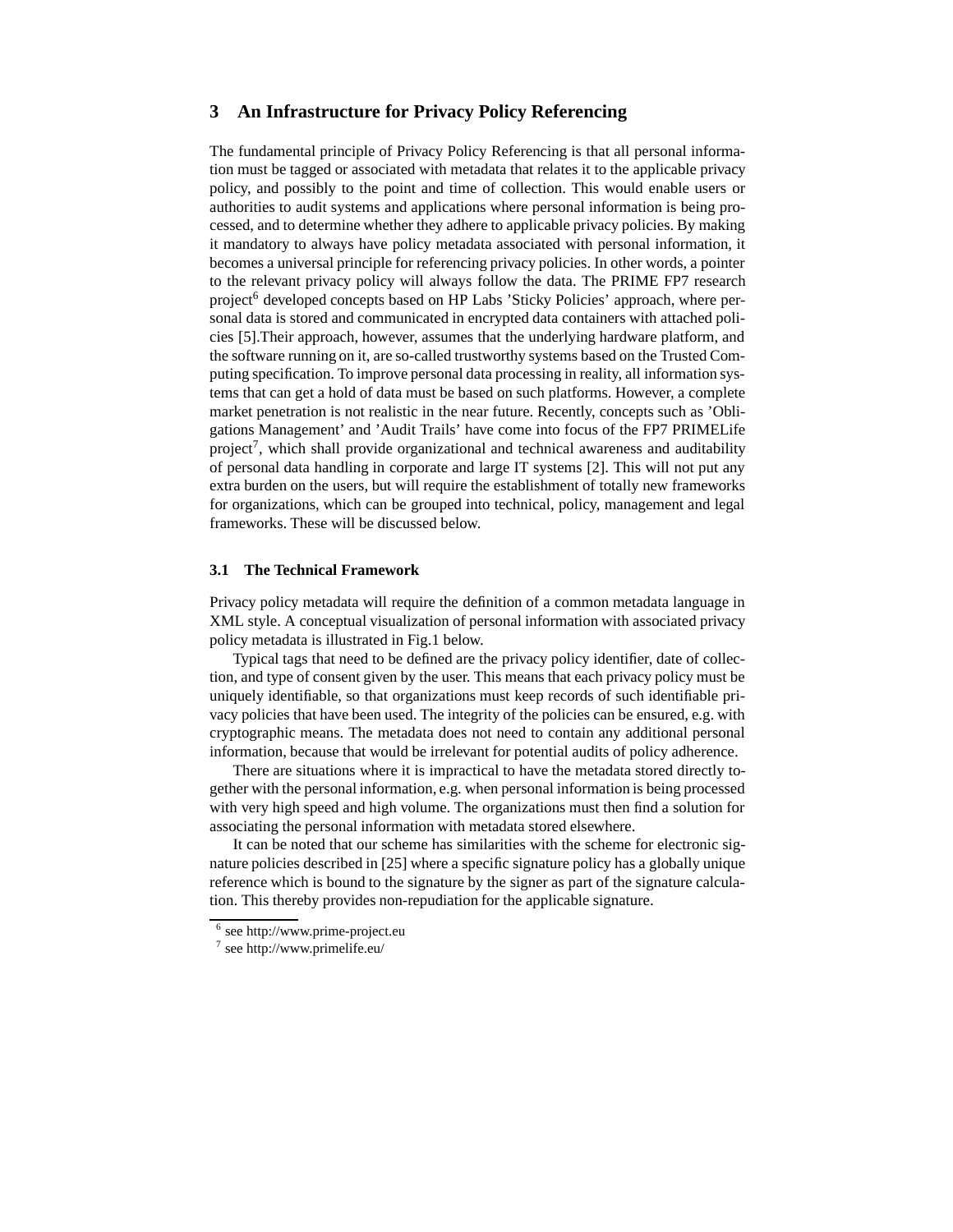## 3 An Infrastructure for Privacy Policy Referencing

The fundamental principle of Privacy Policy Referencing is that all personal information must be tagged or associated with metadata that relates it to the applicable privacy policy, and possibly to the point and time of collection. This would enable users or authorities to audit systems and applications where personal information is being processed, and to determine whether they adhere to applicable privacy policies. By making it mandatory to always have policy metadata associated with personal information, it becomes a universal principle for referencing privacy policies. In other words, a pointer to the relevant privacy policy will always follow the data. The PRIME FP7 research project[6] developed concepts based on HP Labs 'Sticky Policies' approach, where personal data is stored and communicated in encrypted data containers with attached policies [5].Their approach, however, assumes that the underlying hardware platform, and the software running on it, are so-called trustworthy systems based on the Trusted Computing specification. To improve personal data processing in reality, all information systems that can get a hold of data must be based on such platforms. However, a complete market penetration is not realistic in the near future. Recently, concepts such as 'Obligations Management' and 'Audit Trails' have come into focus of the FP7 PRIMELife project[7], which shall provide organizational and technical awareness and auditability of personal data handling in corporate and large IT systems [2]. This will not put any extra burden on the users, but will require the establishment of totally new frameworks for organizations, which can be grouped into technical, policy, management and legal frameworks. These will be discussed below.

### 3.1 The Technical Framework

Privacy policy metadata will require the definition of a common metadata language in XML style. A conceptual visualization of personal information with associated privacy policy metadata is illustrated in Fig.1 below.

Typical tags that need to be defined are the privacy policy identifier, date of collection, and type of consent given by the user. This means that each privacy policy must be uniquely identifiable, so that organizations must keep records of such identifiable privacy policies that have been used. The integrity of the policies can be ensured, e.g. with cryptographic means. The metadata does not need to contain any additional personal information, because that would be irrelevant for potential audits of policy adherence.

There are situations where it is impractical to have the metadata stored directly together with the personal information, e.g. when personal information is being processed with very high speed and high volume. The organizations must then find a solution for associating the personal information with metadata stored elsewhere.

It can be noted that our scheme has similarities with the scheme for electronic signature policies described in [25] where a specific signature policy has a globally unique reference which is bound to the signature by the signer as part of the signature calculation. This thereby provides non-repudiation for the applicable signature.

[6] see http://www.prime-project.eu

[7] see http://www.primelife.eu/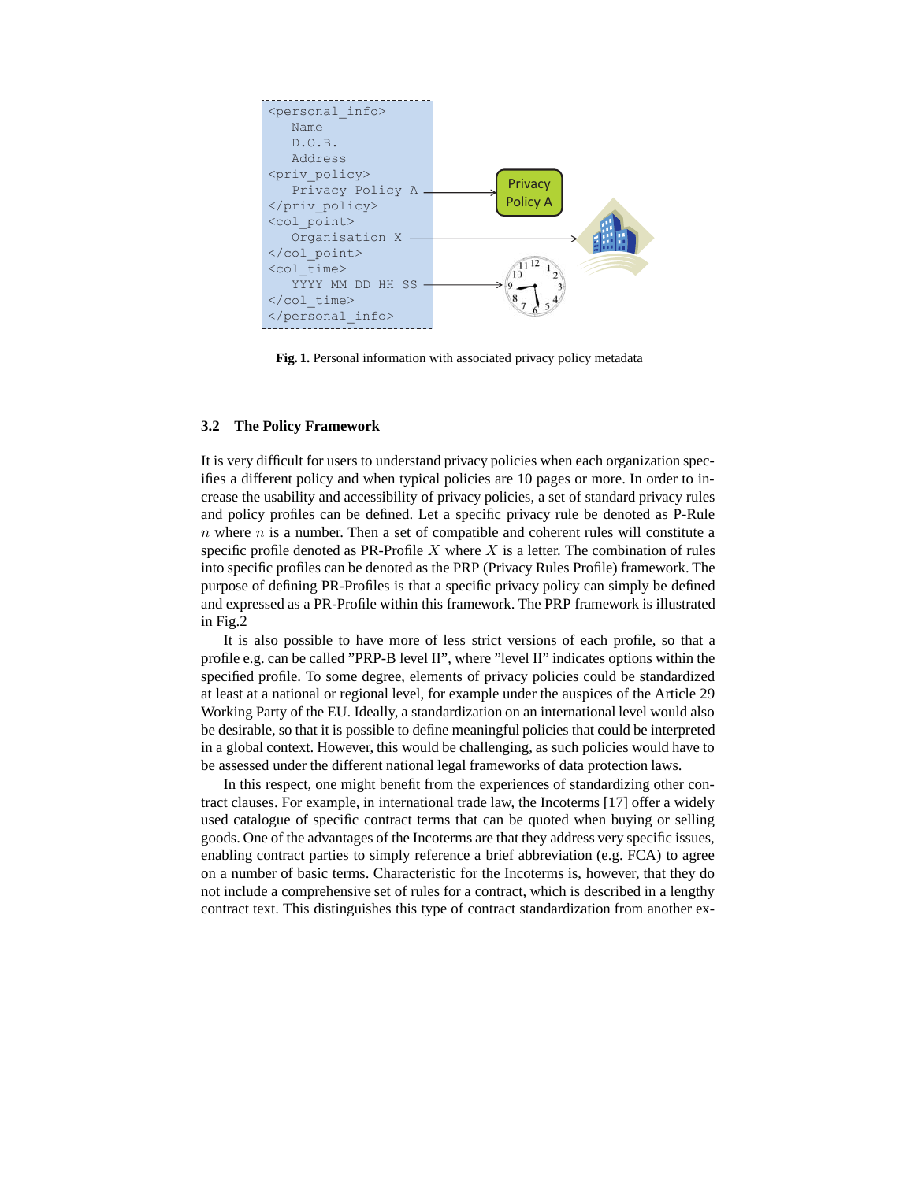```
<personal_info>
   Name
   D.O.B.
   Address
<priv_policy>
   Privacy Policy A
</priv_policy>
<col_point>
   Organisation X
</col_point>
<col_time>
   YYYY MM DD HH SS
</col_time>
</personal_info>
```

**Fig. 1.** Personal information with associated privacy policy metadata

### 3.2 The Policy Framework

It is very difficult for users to understand privacy policies when each organization specifies a different policy and when typical policies are 10 pages or more. In order to increase the usability and accessibility of privacy policies, a set of standard privacy rules and policy profiles can be defined. Let a specific privacy rule be denoted as P-Rule $n$ where $n$ is a number. Then a set of compatible and coherent rules will constitute a specific profile denoted as PR-Profile $X$ where $X$ is a letter. The combination of rules into specific profiles can be denoted as the PRP (Privacy Rules Profile) framework. The purpose of defining PR-Profiles is that a specific privacy policy can simply be defined and expressed as a PR-Profile within this framework. The PRP framework is illustrated in Fig.2

It is also possible to have more of less strict versions of each profile, so that a profile e.g. can be called "PRP-B level II", where "level II" indicates options within the specified profile. To some degree, elements of privacy policies could be standardized at least at a national or regional level, for example under the auspices of the Article 29 Working Party of the EU. Ideally, a standardization on an international level would also be desirable, so that it is possible to define meaningful policies that could be interpreted in a global context. However, this would be challenging, as such policies would have to be assessed under the different national legal frameworks of data protection laws.

In this respect, one might benefit from the experiences of standardizing other contract clauses. For example, in international trade law, the Incoterms [17] offer a widely used catalogue of specific contract terms that can be quoted when buying or selling goods. One of the advantages of the Incoterms are that they address very specific issues, enabling contract parties to simply reference a brief abbreviation (e.g. FCA) to agree on a number of basic terms. Characteristic for the Incoterms is, however, that they do not include a comprehensive set of rules for a contract, which is described in a lengthy contract text. This distinguishes this type of contract standardization from another ex-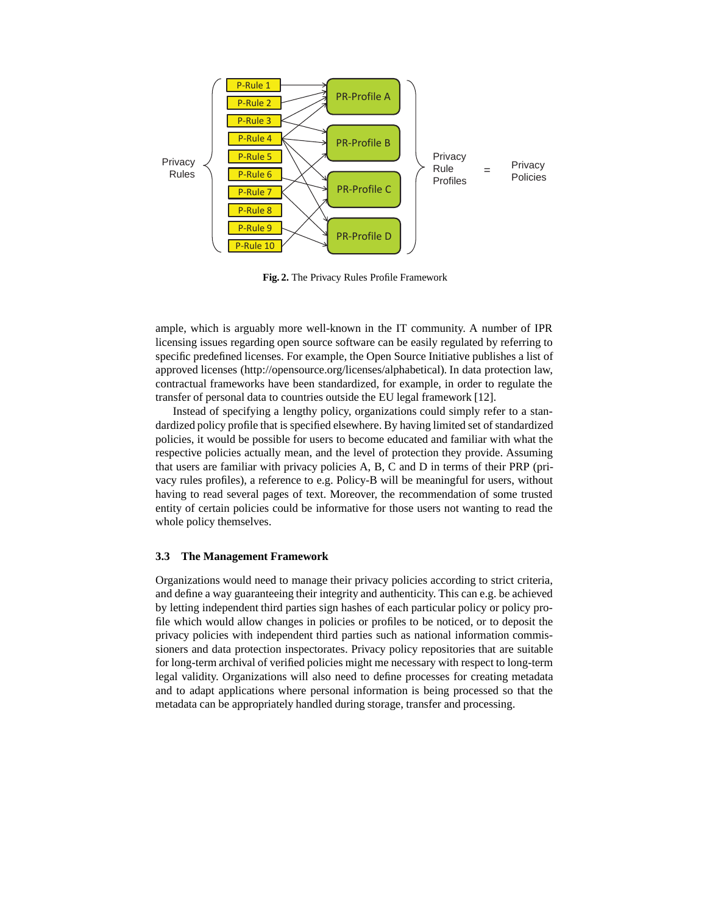**Fig. 2.** The Privacy Rules Profile Framework

ample, which is arguably more well-known in the IT community. A number of IPR licensing issues regarding open source software can be easily regulated by referring to specific predefined licenses. For example, the Open Source Initiative publishes a list of approved licenses (http://opensource.org/licenses/alphabetical). In data protection law, contractual frameworks have been standardized, for example, in order to regulate the transfer of personal data to countries outside the EU legal framework [12].

Instead of specifying a lengthy policy, organizations could simply refer to a standardized policy profile that is specified elsewhere. By having limited set of standardized policies, it would be possible for users to become educated and familiar with what the respective policies actually mean, and the level of protection they provide. Assuming that users are familiar with privacy policies A, B, C and D in terms of their PRP (privacy rules profiles), a reference to e.g. Policy-B will be meaningful for users, without having to read several pages of text. Moreover, the recommendation of some trusted entity of certain policies could be informative for those users not wanting to read the whole policy themselves.

### 3.3 The Management Framework

Organizations would need to manage their privacy policies according to strict criteria, and define a way guaranteeing their integrity and authenticity. This can e.g. be achieved by letting independent third parties sign hashes of each particular policy or policy profile which would allow changes in policies or profiles to be noticed, or to deposit the privacy policies with independent third parties such as national information commissioners and data protection inspectorates. Privacy policy repositories that are suitable for long-term archival of verified policies might me necessary with respect to long-term legal validity. Organizations will also need to define processes for creating metadata and to adapt applications where personal information is being processed so that the metadata can be appropriately handled during storage, transfer and processing.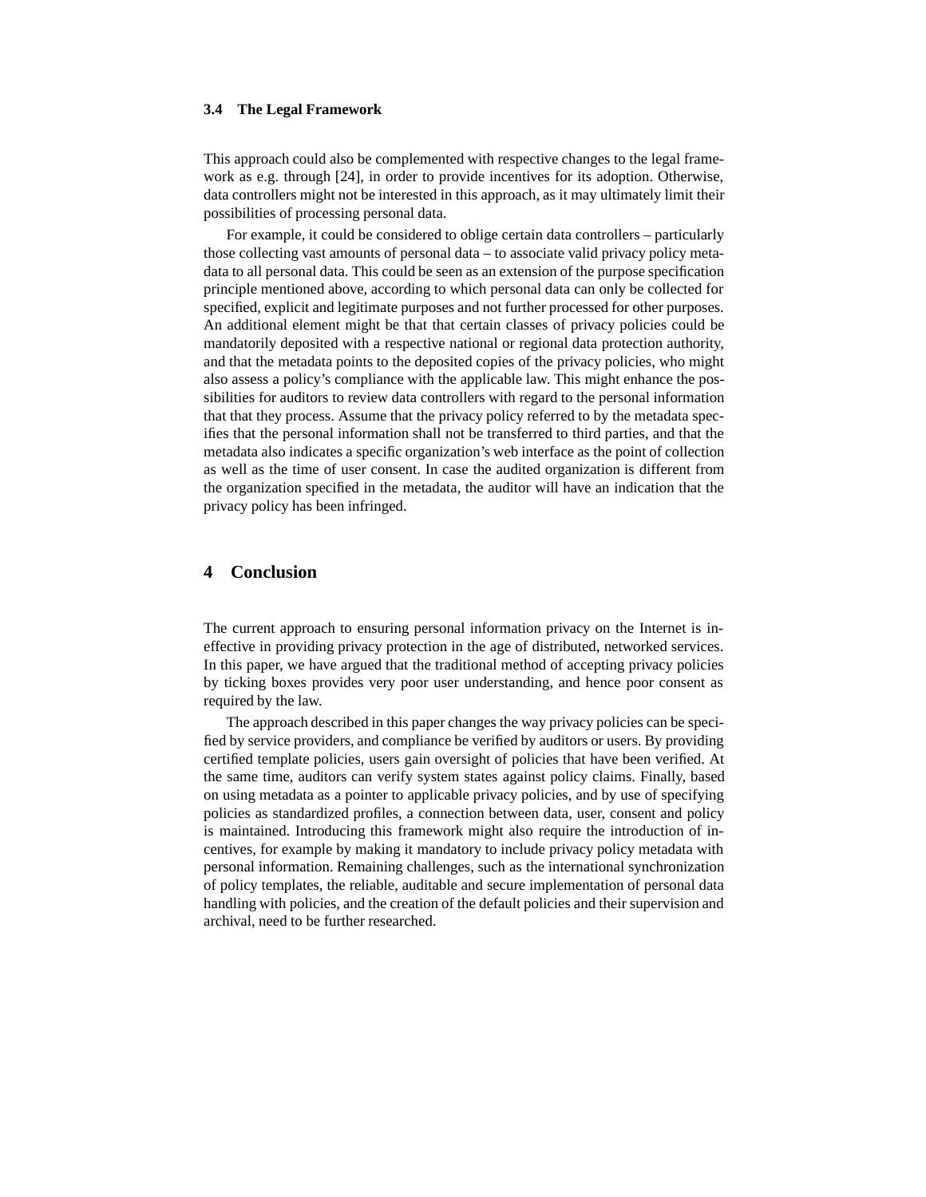### 3.4 The Legal Framework

This approach could also be complemented with respective changes to the legal framework as e.g. through [24], in order to provide incentives for its adoption. Otherwise, data controllers might not be interested in this approach, as it may ultimately limit their possibilities of processing personal data.

For example, it could be considered to oblige certain data controllers – particularly those collecting vast amounts of personal data – to associate valid privacy policy metadata to all personal data. This could be seen as an extension of the purpose specification principle mentioned above, according to which personal data can only be collected for specified, explicit and legitimate purposes and not further processed for other purposes. An additional element might be that that certain classes of privacy policies could be mandatorily deposited with a respective national or regional data protection authority, and that the metadata points to the deposited copies of the privacy policies, who might also assess a policy's compliance with the applicable law. This might enhance the possibilities for auditors to review data controllers with regard to the personal information that that they process. Assume that the privacy policy referred to by the metadata specifies that the personal information shall not be transferred to third parties, and that the metadata also indicates a specific organization's web interface as the point of collection as well as the time of user consent. In case the audited organization is different from the organization specified in the metadata, the auditor will have an indication that the privacy policy has been infringed.

## 4 Conclusion

The current approach to ensuring personal information privacy on the Internet is ineffective in providing privacy protection in the age of distributed, networked services. In this paper, we have argued that the traditional method of accepting privacy policies by ticking boxes provides very poor user understanding, and hence poor consent as required by the law.

The approach described in this paper changes the way privacy policies can be specified by service providers, and compliance be verified by auditors or users. By providing certified template policies, users gain oversight of policies that have been verified. At the same time, auditors can verify system states against policy claims. Finally, based on using metadata as a pointer to applicable privacy policies, and by use of specifying policies as standardized profiles, a connection between data, user, consent and policy is maintained. Introducing this framework might also require the introduction of incentives, for example by making it mandatory to include privacy policy metadata with personal information. Remaining challenges, such as the international synchronization of policy templates, the reliable, auditable and secure implementation of personal data handling with policies, and the creation of the default policies and their supervision and archival, need to be further researched.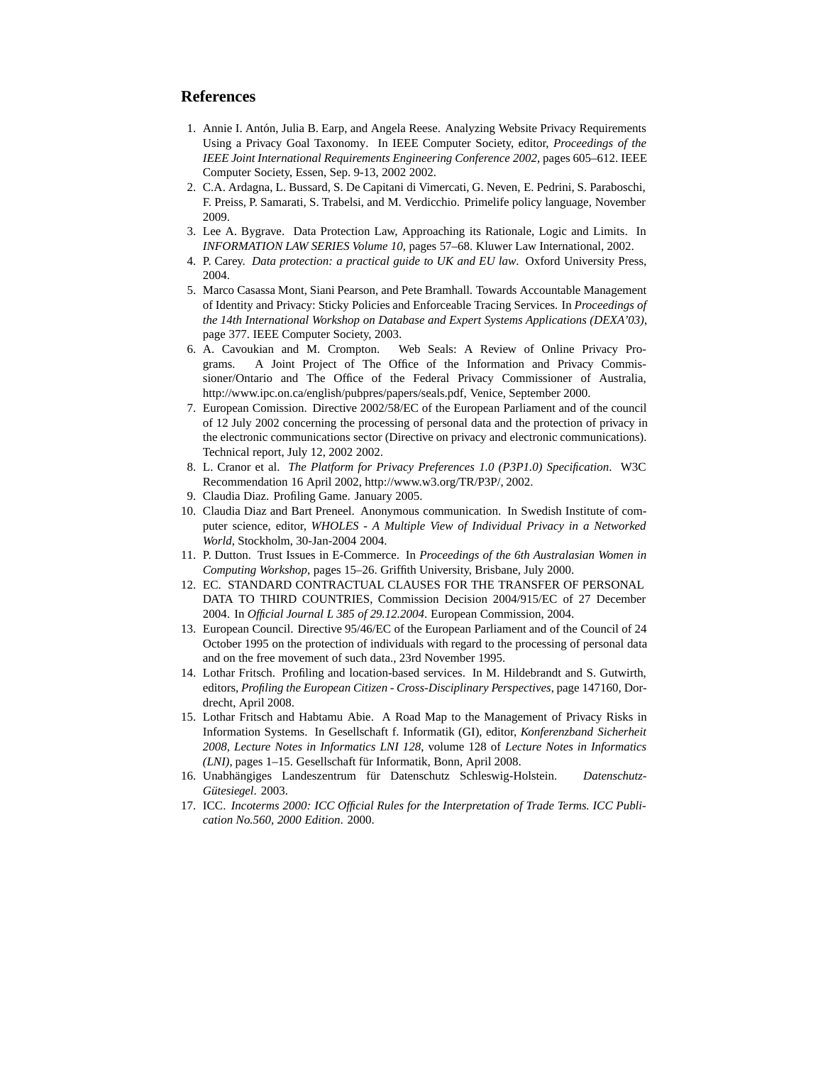## References

1. Annie I. Antón, Julia B. Earp, and Angela Reese. Analyzing Website Privacy Requirements Using a Privacy Goal Taxonomy. In IEEE Computer Society, editor, *Proceedings of the IEEE Joint International Requirements Engineering Conference 2002*, pages 605–612. IEEE Computer Society, Essen, Sep. 9-13, 2002 2002.
2. C.A. Ardagna, L. Bussard, S. De Capitani di Vimercati, G. Neven, E. Pedrini, S. Paraboschi, F. Preiss, P. Samarati, S. Trabelsi, and M. Verdicchio. Primelife policy language, November 2009.
3. Lee A. Bygrave. Data Protection Law, Approaching its Rationale, Logic and Limits. In *INFORMATION LAW SERIES Volume 10*, pages 57–68. Kluwer Law International, 2002.
4. P. Carey. *Data protection: a practical guide to UK and EU law*. Oxford University Press, 2004.
5. Marco Casassa Mont, Siani Pearson, and Pete Bramhall. Towards Accountable Management of Identity and Privacy: Sticky Policies and Enforceable Tracing Services. In *Proceedings of the 14th International Workshop on Database and Expert Systems Applications (DEXA'03)*, page 377. IEEE Computer Society, 2003.
6. A. Cavoukian and M. Crompton. Web Seals: A Review of Online Privacy Programs. A Joint Project of The Office of the Information and Privacy Commissioner/Ontario and The Office of the Federal Privacy Commissioner of Australia, http://www.ipc.on.ca/english/pubpres/papers/seals.pdf, Venice, September 2000.
7. European Comission. Directive 2002/58/EC of the European Parliament and of the council of 12 July 2002 concerning the processing of personal data and the protection of privacy in the electronic communications sector (Directive on privacy and electronic communications). Technical report, July 12, 2002 2002.
8. L. Cranor et al. *The Platform for Privacy Preferences 1.0 (P3P1.0) Specification*. W3C Recommendation 16 April 2002, http://www.w3.org/TR/P3P/, 2002.
9. Claudia Diaz. Profiling Game. January 2005.
10. Claudia Diaz and Bart Preneel. Anonymous communication. In Swedish Institute of computer science, editor, *WHOLES - A Multiple View of Individual Privacy in a Networked World*, Stockholm, 30-Jan-2004 2004.
11. P. Dutton. Trust Issues in E-Commerce. In *Proceedings of the 6th Australasian Women in Computing Workshop*, pages 15–26. Griffith University, Brisbane, July 2000.
12. EC. STANDARD CONTRACTUAL CLAUSES FOR THE TRANSFER OF PERSONAL DATA TO THIRD COUNTRIES, Commission Decision 2004/915/EC of 27 December 2004. In *Official Journal L 385 of 29.12.2004*. European Commission, 2004.
13. European Council. Directive 95/46/EC of the European Parliament and of the Council of 24 October 1995 on the protection of individuals with regard to the processing of personal data and on the free movement of such data., 23rd November 1995.
14. Lothar Fritsch. Profiling and location-based services. In M. Hildebrandt and S. Gutwirth, editors, *Profiling the European Citizen - Cross-Disciplinary Perspectives*, page 147160, Dordrecht, April 2008.
15. Lothar Fritsch and Habtamu Abie. A Road Map to the Management of Privacy Risks in Information Systems. In Gesellschaft f. Informatik (GI), editor, *Konferenzband Sicherheit 2008, Lecture Notes in Informatics LNI 128*, volume 128 of *Lecture Notes in Informatics (LNI)*, pages 1–15. Gesellschaft für Informatik, Bonn, April 2008.
16. Unabhängiges Landeszentrum für Datenschutz Schleswig-Holstein. *Datenschutz-Gütesiegel*. 2003.
17. ICC. *Incoterms 2000: ICC Official Rules for the Interpretation of Trade Terms. ICC Publication No.560, 2000 Edition*. 2000.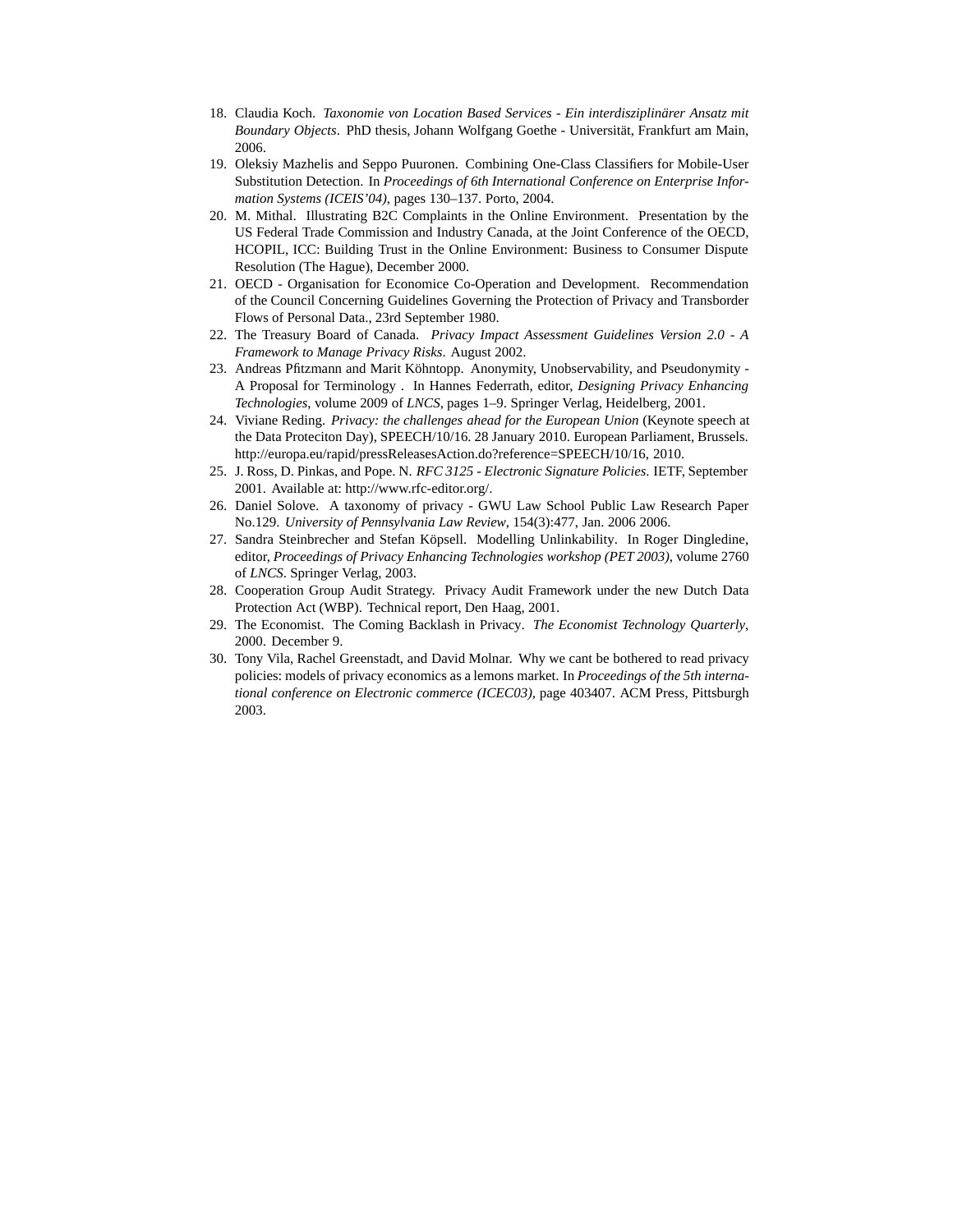18. Claudia Koch. *Taxonomie von Location Based Services - Ein interdisziplinärer Ansatz mit Boundary Objects*. PhD thesis, Johann Wolfgang Goethe - Universität, Frankfurt am Main, 2006.
19. Oleksiy Mazhelis and Seppo Puuronen. Combining One-Class Classifiers for Mobile-User Substitution Detection. In *Proceedings of 6th International Conference on Enterprise Information Systems (ICEIS'04)*, pages 130–137. Porto, 2004.
20. M. Mithal. Illustrating B2C Complaints in the Online Environment. Presentation by the US Federal Trade Commission and Industry Canada, at the Joint Conference of the OECD, HCOPIL, ICC: Building Trust in the Online Environment: Business to Consumer Dispute Resolution (The Hague), December 2000.
21. OECD - Organisation for Economice Co-Operation and Development. Recommendation of the Council Concerning Guidelines Governing the Protection of Privacy and Transborder Flows of Personal Data., 23rd September 1980.
22. The Treasury Board of Canada. *Privacy Impact Assessment Guidelines Version 2.0 - A Framework to Manage Privacy Risks*. August 2002.
23. Andreas Pfitzmann and Marit Köhntopp. Anonymity, Unobservability, and Pseudonymity - A Proposal for Terminology . In Hannes Federrath, editor, *Designing Privacy Enhancing Technologies*, volume 2009 of *LNCS*, pages 1–9. Springer Verlag, Heidelberg, 2001.
24. Viviane Reding. *Privacy: the challenges ahead for the European Union* (Keynote speech at the Data Proteciton Day), SPEECH/10/16. 28 January 2010. European Parliament, Brussels. http://europa.eu/rapid/pressReleasesAction.do?reference=SPEECH/10/16, 2010.
25. J. Ross, D. Pinkas, and Pope. N. *RFC 3125 - Electronic Signature Policies*. IETF, September 2001. Available at: http://www.rfc-editor.org/.
26. Daniel Solove. A taxonomy of privacy - GWU Law School Public Law Research Paper No.129. *University of Pennsylvania Law Review*, 154(3):477, Jan. 2006 2006.
27. Sandra Steinbrecher and Stefan Köpsell. Modelling Unlinkability. In Roger Dingledine, editor, *Proceedings of Privacy Enhancing Technologies workshop (PET 2003)*, volume 2760 of *LNCS*. Springer Verlag, 2003.
28. Cooperation Group Audit Strategy. Privacy Audit Framework under the new Dutch Data Protection Act (WBP). Technical report, Den Haag, 2001.
29. The Economist. The Coming Backlash in Privacy. *The Economist Technology Quarterly*, 2000. December 9.
30. Tony Vila, Rachel Greenstadt, and David Molnar. Why we cant be bothered to read privacy policies: models of privacy economics as a lemons market. In *Proceedings of the 5th international conference on Electronic commerce (ICEC03)*, page 403407. ACM Press, Pittsburgh 2003.